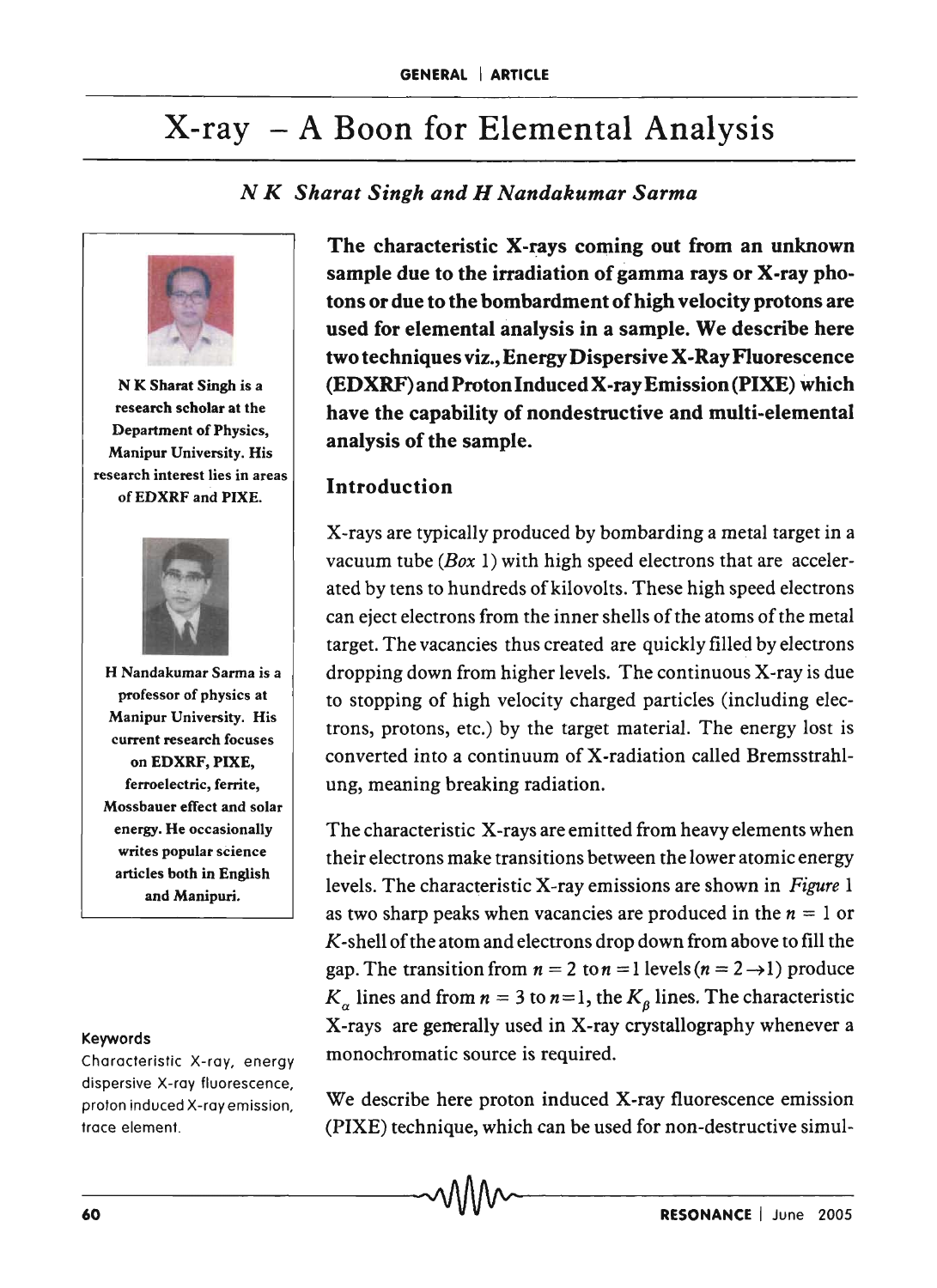# X-ray – A Boon for Elemental Analysis

*N K Sharat Singh and H Nandakumar Sarma*

**The characteristic X-rays coming out from an unknown sample due to the irradiation of gamma rays or X-ray photons or due to the bombardment of high velocity protons are used for elemental analysis in a sample. We describe here two techniques viz., Energy Dispersive X-Ray Fluorescence (EDXRF) and Proton Induced X-ray Emission (PIXE) which have the capability of nondestructive and multi-elemental analysis of the sample.**

N K Sharat Singh is a research scholar at the Department of Physics, Manipur University. His research interest lies in areas of EDXRF and PIXE.

H Nandakumar Sarma is a professor of physics at Manipur University. His current research focuses on EDXRF, PIXE, ferroelectric, ferrite, Mossbauer effect and solar energy. He occasionally writes popular science articles both in English and Manipuri.

**Keywords**

Characteristic X-ray, energy dispersive X-ray fluorescence, proton induced X-ray emission, trace element.

## Introduction

X-rays are typically produced by bombarding a metal target in a vacuum tube (*Box* 1) with high speed electrons that are accelerated by tens to hundreds of kilovolts. These high speed electrons can eject electrons from the inner shells of the atoms of the metal target. The vacancies thus created are quickly filled by electrons dropping down from higher levels. The continuous X-ray is due to stopping of high velocity charged particles (including electrons, protons, etc.) by the target material. The energy lost is converted into a continuum of X-radiation called Bremsstrahlung, meaning breaking radiation.

The characteristic X-rays are emitted from heavy elements when their electrons make transitions between the lower atomic energy levels. The characteristic X-ray emissions are shown in *Figure* 1 as two sharp peaks when vacancies are produced in the $n = 1$ or $K$-shell of the atom and electrons drop down from above to fill the gap. The transition from $n = 2$ to $n = 1$ levels ($n = 2 \rightarrow 1$) produce $K_\alpha$ lines and from $n = 3$ to $n = 1$, the $K_\beta$ lines. The characteristic X-rays are generally used in X-ray crystallography whenever a monochromatic source is required.

We describe here proton induced X-ray fluorescence emission (PIXE) technique, which can be used for non-destructive simul-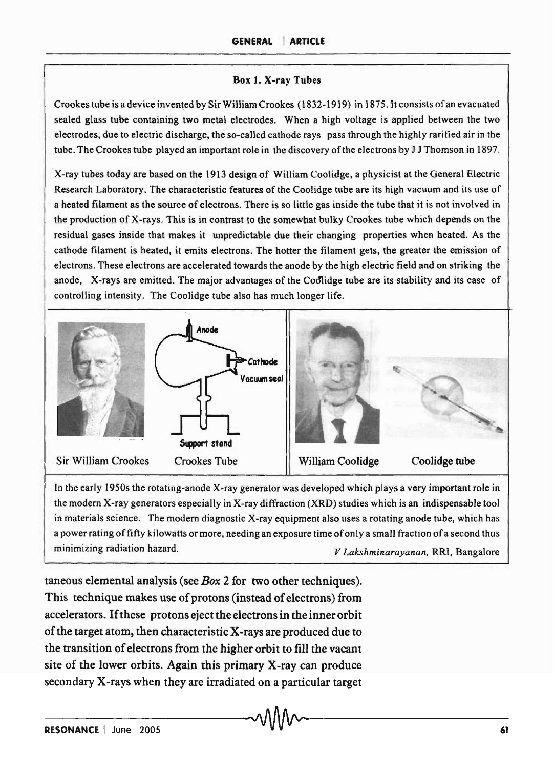### Box 1. X-ray Tubes

Crookes tube is a device invented by Sir William Crookes (1832-1919) in 1875. It consists of an evacuated sealed glass tube containing two metal electrodes. When a high voltage is applied between the two electrodes, due to electric discharge, the so-called cathode rays pass through the highly rarified air in the tube. The Crookes tube played an important role in the discovery of the electrons by J J Thomson in 1897.

X-ray tubes today are based on the 1913 design of William Coolidge, a physicist at the General Electric Research Laboratory. The characteristic features of the Coolidge tube are its high vacuum and its use of a heated filament as the source of electrons. There is so little gas inside the tube that it is not involved in the production of X-rays. This is in contrast to the somewhat bulky Crookes tube which depends on the residual gases inside that makes it unpredictable due their changing properties when heated. As the cathode filament is heated, it emits electrons. The hotter the filament gets, the greater the emission of electrons. These electrons are accelerated towards the anode by the high electric field and on striking the anode, X-rays are emitted. The major advantages of the Coolidge tube are its stability and its ease of controlling intensity. The Coolidge tube also has much longer life.

Anode

Cathode

Vacuum seal

Support stand

Sir William Crookes | Crookes Tube | William Coolidge | Coolidge tube

In the early 1950s the rotating-anode X-ray generator was developed which plays a very important role in the modern X-ray generators especially in X-ray diffraction (XRD) studies which is an indispensable tool in materials science. The modern diagnostic X-ray equipment also uses a rotating anode tube, which has a power rating of fifty kilowatts or more, needing an exposure time of only a small fraction of a second thus minimizing radiation hazard.

*V Lakshminarayanan*, RRI, Bangalore

taneous elemental analysis (see *Box* 2 for two other techniques). This technique makes use of protons (instead of electrons) from accelerators. If these protons eject the electrons in the inner orbit of the target atom, then characteristic X-rays are produced due to the transition of electrons from the higher orbit to fill the vacant site of the lower orbits. Again this primary X-ray can produce secondary X-rays when they are irradiated on a particular target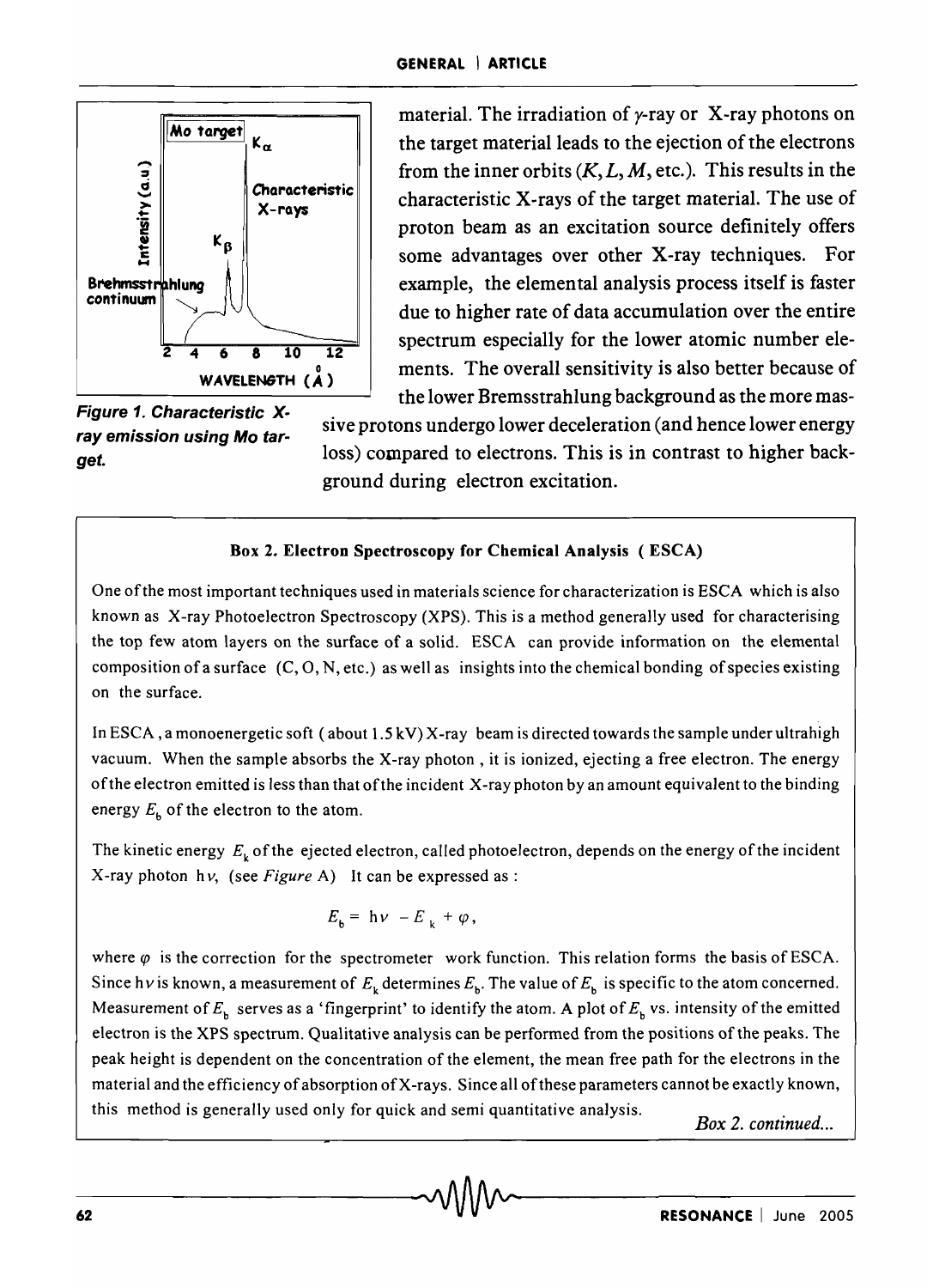material. The irradiation of $\gamma$-ray or X-ray photons on the target material leads to the ejection of the electrons from the inner orbits ($K, L, M$, etc.). This results in the characteristic X-rays of the target material. The use of proton beam as an excitation source definitely offers some advantages over other X-ray techniques. For example, the elemental analysis process itself is faster due to higher rate of data accumulation over the entire spectrum especially for the lower atomic number elements. The overall sensitivity is also better because of the lower Bremsstrahlung background as the more massive protons undergo lower deceleration (and hence lower energy loss) compared to electrons. This is in contrast to higher background during electron excitation.

***Figure 1. Characteristic X-ray emission using Mo target.***

**Box 2. Electron Spectroscopy for Chemical Analysis ( ESCA)**

One of the most important techniques used in materials science for characterization is ESCA which is also known as X-ray Photoelectron Spectroscopy (XPS). This is a method generally used for characterising the top few atom layers on the surface of a solid. ESCA can provide information on the elemental composition of a surface (C, O, N, etc.) as well as insights into the chemical bonding of species existing on the surface.

In ESCA, a monoenergetic soft ( about 1.5 kV) X-ray beam is directed towards the sample under ultrahigh vacuum. When the sample absorbs the X-ray photon, it is ionized, ejecting a free electron. The energy of the electron emitted is less than that of the incident X-ray photon by an amount equivalent to the binding energy $E_b$ of the electron to the atom.

The kinetic energy $E_k$ of the ejected electron, called photoelectron, depends on the energy of the incident X-ray photon $h\nu$, (see *Figure* A) It can be expressed as :

$$E_b = h\nu - E_k + \varphi,$$

where $\varphi$ is the correction for the spectrometer work function. This relation forms the basis of ESCA. Since $h\nu$ is known, a measurement of $E_k$ determines $E_b$. The value of $E_b$ is specific to the atom concerned. Measurement of $E_b$ serves as a 'fingerprint' to identify the atom. A plot of $E_b$ vs. intensity of the emitted electron is the XPS spectrum. Qualitative analysis can be performed from the positions of the peaks. The peak height is dependent on the concentration of the element, the mean free path for the electrons in the material and the efficiency of absorption of X-rays. Since all of these parameters cannot be exactly known, this method is generally used only for quick and semi quantitative analysis.

*Box 2. continued...*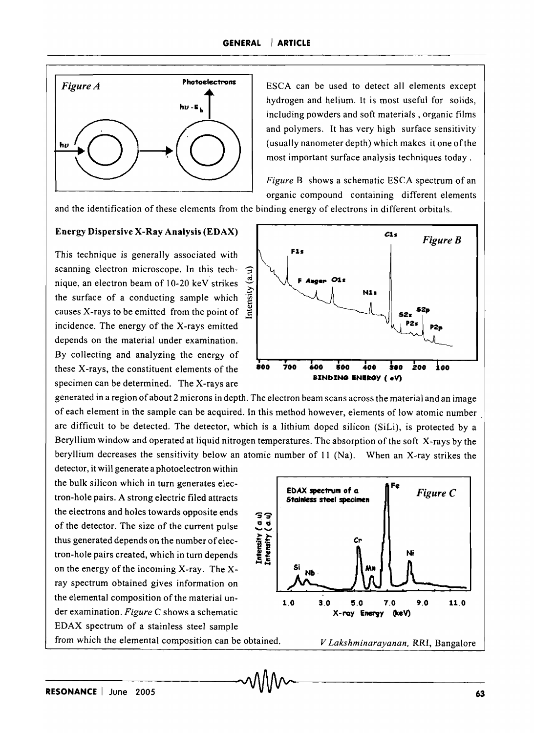*Figure A*

ESCA can be used to detect all elements except hydrogen and helium. It is most useful for solids, including powders and soft materials , organic films and polymers. It has very high surface sensitivity (usually nanometer depth) which makes it one of the most important surface analysis techniques today .

*Figure* B shows a schematic ESCA spectrum of an organic compound containing different elements and the identification of these elements from the binding energy of electrons in different orbitals.

*Figure B*

### Energy Dispersive X-Ray Analysis (EDAX)

This technique is generally associated with scanning electron microscope. In this technique, an electron beam of 10-20 keV strikes the surface of a conducting sample which causes X-rays to be emitted from the point of incidence. The energy of the X-rays emitted depends on the material under examination. By collecting and analyzing the energy of these X-rays, the constituent elements of the specimen can be determined. The X-rays are generated in a region of about 2 microns in depth. The electron beam scans across the material and an image of each element in the sample can be acquired. In this method however, elements of low atomic number are difficult to be detected. The detector, which is a lithium doped silicon (SiLi), is protected by a Beryllium window and operated at liquid nitrogen temperatures. The absorption of the soft X-rays by the beryllium decreases the sensitivity below an atomic number of 11 (Na). When an X-ray strikes the detector, it will generate a photoelectron within the bulk silicon which in turn generates electron-hole pairs. A strong electric filed attracts the electrons and holes towards opposite ends of the detector. The size of the current pulse thus generated depends on the number of electron-hole pairs created, which in turn depends on the energy of the incoming X-ray. The X-ray spectrum obtained gives information on the elemental composition of the material under examination. *Figure* C shows a schematic EDAX spectrum of a stainless steel sample from which the elemental composition can be obtained.

*Figure C*

*V Lakshminarayanan*, RRI, Bangalore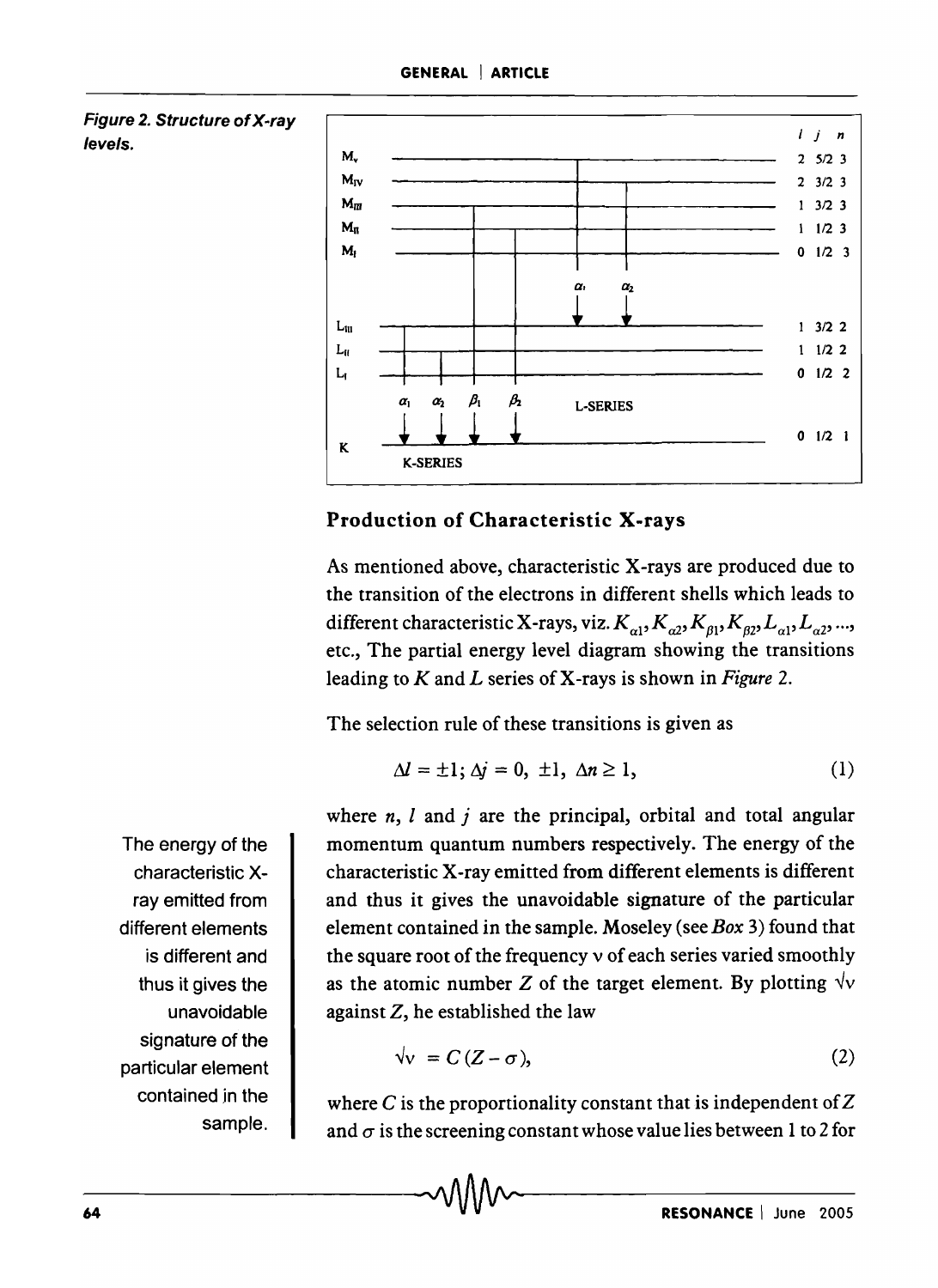Figure 2. Structure of X-ray levels.

## Production of Characteristic X-rays

As mentioned above, characteristic X-rays are produced due to the transition of the electrons in different shells which leads to different characteristic X-rays, viz. $K_{\alpha 1}, K_{\alpha 2}, K_{\beta 1}, K_{\beta 2}, L_{\alpha 1}, L_{\alpha 2}, \ldots$, etc., The partial energy level diagram showing the transitions leading to $K$ and $L$ series of X-rays is shown in *Figure* 2.

The selection rule of these transitions is given as

$$\Delta l = \pm 1; \Delta j = 0, \pm 1, \Delta n \geq 1, \tag{1}$$

where $n$, $l$ and $j$ are the principal, orbital and total angular momentum quantum numbers respectively. The energy of the characteristic X-ray emitted from different elements is different and thus it gives the unavoidable signature of the particular element contained in the sample. Moseley (see *Box* 3) found that the square root of the frequency $\nu$ of each series varied smoothly as the atomic number $Z$ of the target element. By plotting $\sqrt{\nu}$ against $Z$, he established the law

$$\sqrt{\nu} = C(Z - \sigma), \tag{2}$$

where $C$ is the proportionality constant that is independent of $Z$ and $\sigma$ is the screening constant whose value lies between 1 to 2 for

The energy of the characteristic X-ray emitted from different elements is different and thus it gives the unavoidable signature of the particular element contained in the sample.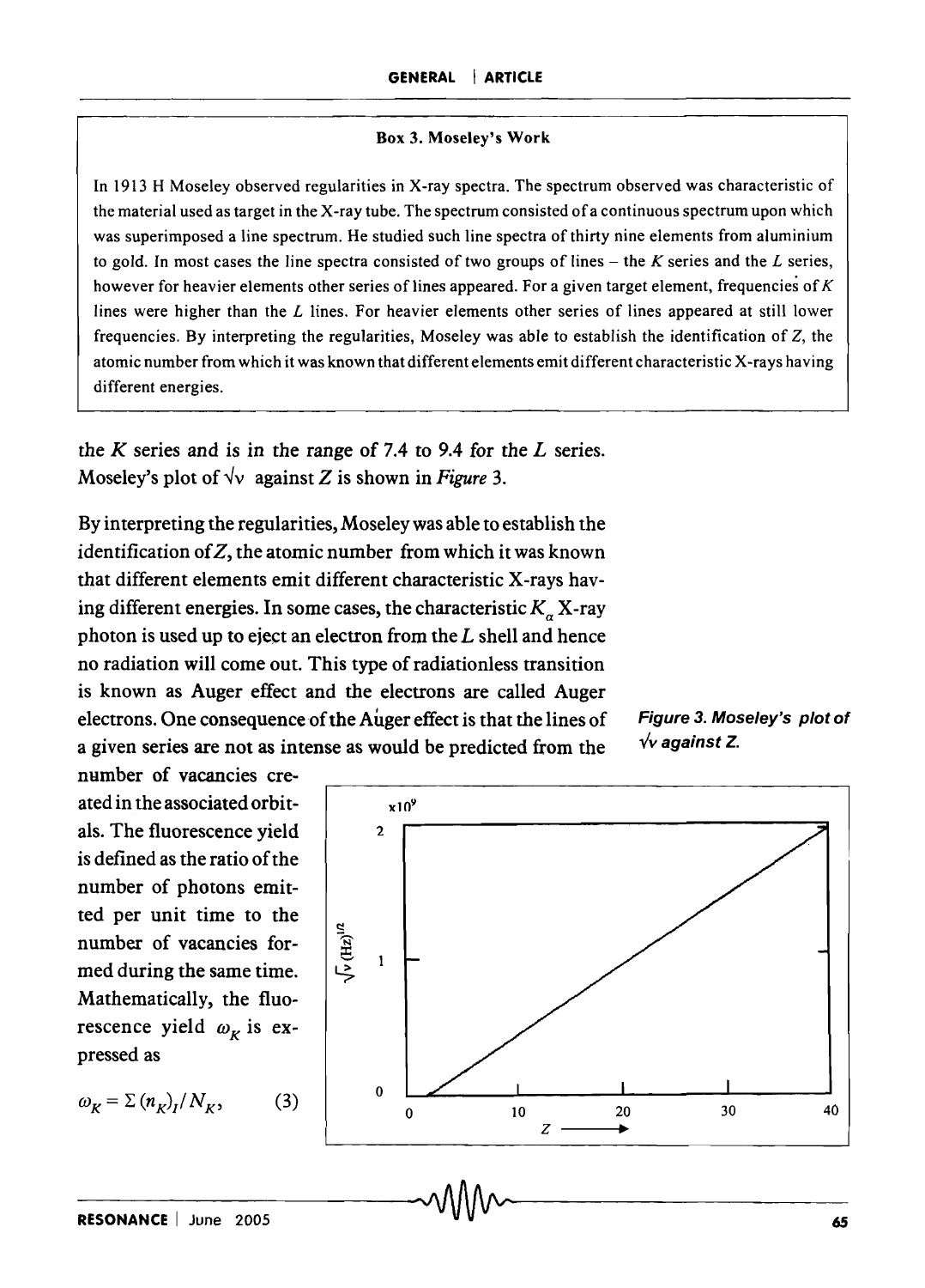**Box 3. Moseley's Work**

In 1913 H Moseley observed regularities in X-ray spectra. The spectrum observed was characteristic of the material used as target in the X-ray tube. The spectrum consisted of a continuous spectrum upon which was superimposed a line spectrum. He studied such line spectra of thirty nine elements from aluminium to gold. In most cases the line spectra consisted of two groups of lines – the $K$ series and the $L$ series, however for heavier elements other series of lines appeared. For a given target element, frequencies of $K$ lines were higher than the $L$ lines. For heavier elements other series of lines appeared at still lower frequencies. By interpreting the regularities, Moseley was able to establish the identification of $Z$, the atomic number from which it was known that different elements emit different characteristic X-rays having different energies.

the $K$ series and is in the range of 7.4 to 9.4 for the $L$ series. Moseley's plot of $\sqrt{\nu}$ against $Z$ is shown in *Figure* 3.

By interpreting the regularities, Moseley was able to establish the identification of $Z$, the atomic number from which it was known that different elements emit different characteristic X-rays having different energies. In some cases, the characteristic $K_\alpha$ X-ray photon is used up to eject an electron from the $L$ shell and hence no radiation will come out. This type of radiationless transition is known as Auger effect and the electrons are called Auger electrons. One consequence of the Auger effect is that the lines of a given series are not as intense as would be predicted from the number of vacancies created in the associated orbitals. The fluorescence yield is defined as the ratio of the number of photons emitted per unit time to the number of vacancies formed during the same time. Mathematically, the fluorescence yield $\omega_K$ is expressed as

$$\omega_K = \Sigma\,(n_K)_I / N_K, \qquad (3)$$

**Figure 3. Moseley's plot of $\sqrt{\nu}$ against Z.**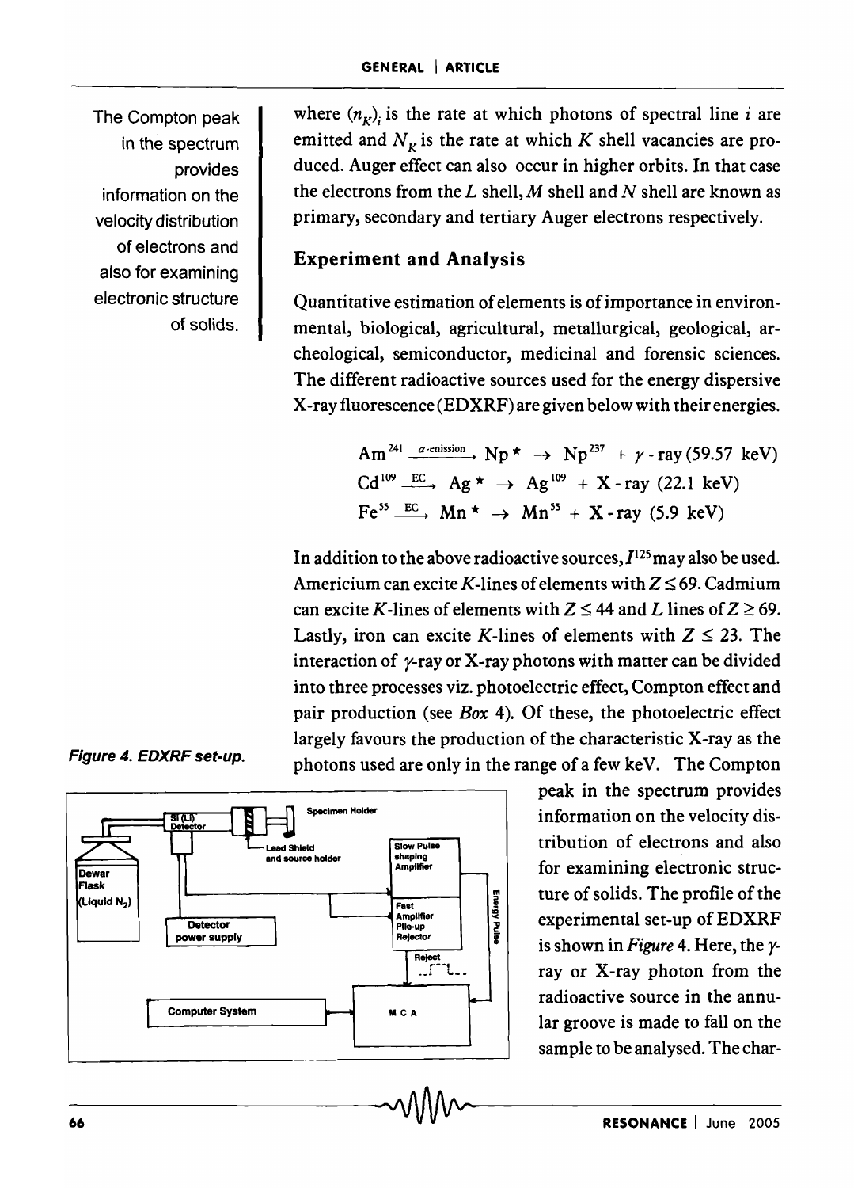where $(n_K)_i$ is the rate at which photons of spectral line $i$ are emitted and $N_K$ is the rate at which $K$ shell vacancies are produced. Auger effect can also occur in higher orbits. In that case the electrons from the $L$ shell, $M$ shell and $N$ shell are known as primary, secondary and tertiary Auger electrons respectively.

The Compton peak in the spectrum provides information on the velocity distribution of electrons and also for examining electronic structure of solids.

## Experiment and Analysis

Quantitative estimation of elements is of importance in environmental, biological, agricultural, metallurgical, geological, archeological, semiconductor, medicinal and forensic sciences. The different radioactive sources used for the energy dispersive X-ray fluorescence (EDXRF) are given below with their energies.

$$\mathrm{Am}^{241} \xrightarrow{\alpha\text{-enission}} \mathrm{Np}^{\star} \rightarrow \mathrm{Np}^{237} + \gamma\text{-ray (59.57 keV)}$$
$$\mathrm{Cd}^{109} \xrightarrow{\mathrm{EC}} \mathrm{Ag}^{\star} \rightarrow \mathrm{Ag}^{109} + \text{X-ray (22.1 keV)}$$
$$\mathrm{Fe}^{55} \xrightarrow{\mathrm{EC}} \mathrm{Mn}^{\star} \rightarrow \mathrm{Mn}^{55} + \text{X-ray (5.9 keV)}$$

In addition to the above radioactive sources, $I^{125}$ may also be used. Americium can excite $K$-lines of elements with $Z \leq 69$. Cadmium can excite $K$-lines of elements with $Z \leq 44$ and $L$ lines of $Z \geq 69$. Lastly, iron can excite $K$-lines of elements with $Z \leq 23$. The interaction of $\gamma$-ray or X-ray photons with matter can be divided into three processes viz. photoelectric effect, Compton effect and pair production (see *Box* 4). Of these, the photoelectric effect largely favours the production of the characteristic X-ray as the photons used are only in the range of a few keV. The Compton peak in the spectrum provides information on the velocity distribution of electrons and also for examining electronic structure of solids. The profile of the experimental set-up of EDXRF is shown in *Figure* 4. Here, the $\gamma$-ray or X-ray photon from the radioactive source in the annular groove is made to fall on the sample to be analysed. The char-

*Figure 4. EDXRF set-up.*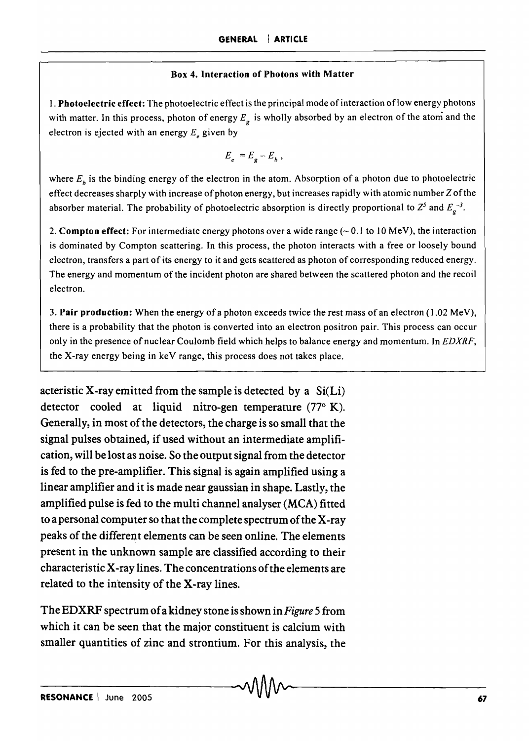**Box 4. Interaction of Photons with Matter**

1. **Photoelectric effect:** The photoelectric effect is the principal mode of interaction of low energy photons with matter. In this process, photon of energy $E_g$ is wholly absorbed by an electron of the atom and the electron is ejected with an energy $E_e$ given by

$$E_e = E_g - E_b ,$$

where $E_b$ is the binding energy of the electron in the atom. Absorption of a photon due to photoelectric effect decreases sharply with increase of photon energy, but increases rapidly with atomic number $Z$ of the absorber material. The probability of photoelectric absorption is directly proportional to $Z^5$ and $E_g^{-3}$.

2. **Compton effect:** For intermediate energy photons over a wide range (~ 0.1 to 10 MeV), the interaction is dominated by Compton scattering. In this process, the photon interacts with a free or loosely bound electron, transfers a part of its energy to it and gets scattered as photon of corresponding reduced energy. The energy and momentum of the incident photon are shared between the scattered photon and the recoil electron.

3. **Pair production:** When the energy of a photon exceeds twice the rest mass of an electron (1.02 MeV), there is a probability that the photon is converted into an electron positron pair. This process can occur only in the presence of nuclear Coulomb field which helps to balance energy and momentum. In *EDXRF*, the X-ray energy being in keV range, this process does not takes place.

acteristic X-ray emitted from the sample is detected by a Si(Li) detector cooled at liquid nitro-gen temperature (77° K). Generally, in most of the detectors, the charge is so small that the signal pulses obtained, if used without an intermediate amplification, will be lost as noise. So the output signal from the detector is fed to the pre-amplifier. This signal is again amplified using a linear amplifier and it is made near gaussian in shape. Lastly, the amplified pulse is fed to the multi channel analyser (MCA) fitted to a personal computer so that the complete spectrum of the X-ray peaks of the different elements can be seen online. The elements present in the unknown sample are classified according to their characteristic X-ray lines. The concentrations of the elements are related to the intensity of the X-ray lines.

The EDXRF spectrum of a kidney stone is shown in *Figure* 5 from which it can be seen that the major constituent is calcium with smaller quantities of zinc and strontium. For this analysis, the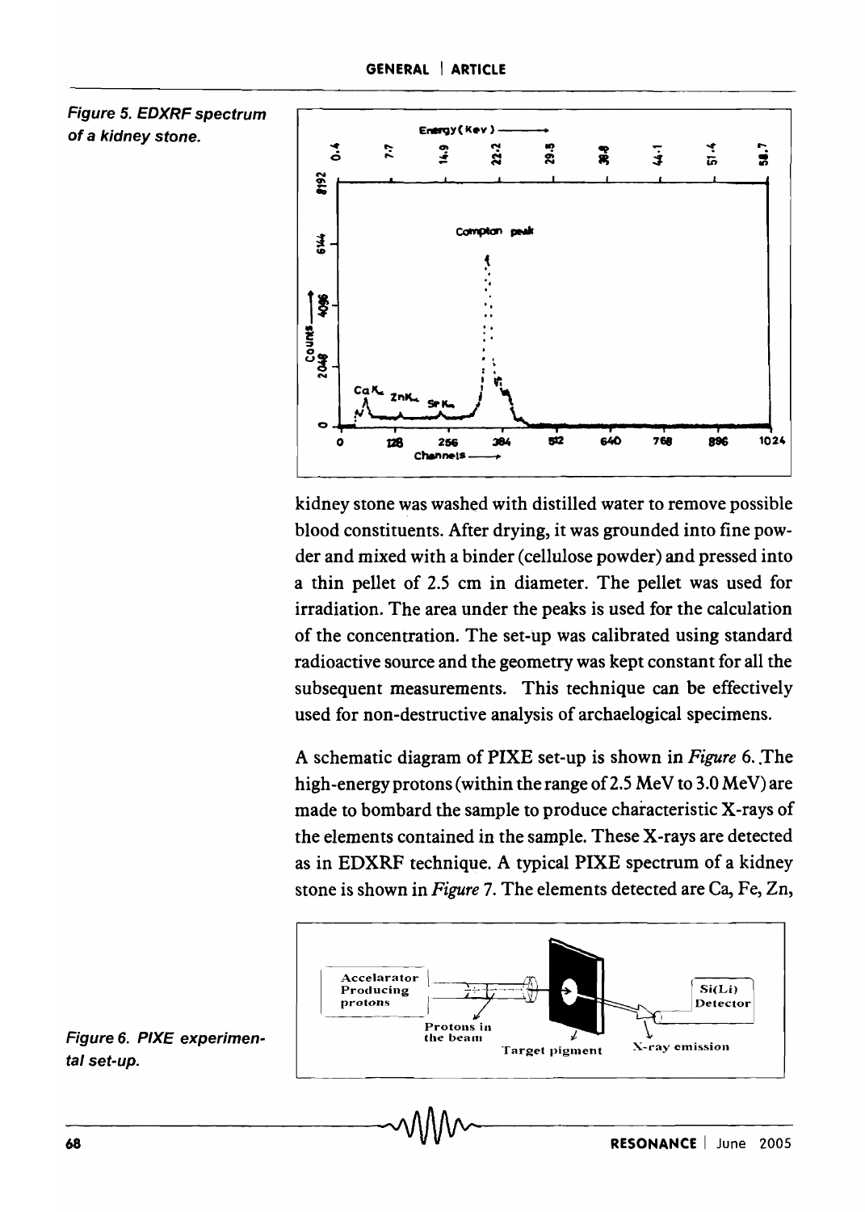Figure 5. EDXRF spectrum of a kidney stone.

kidney stone was washed with distilled water to remove possible blood constituents. After drying, it was grounded into fine powder and mixed with a binder (cellulose powder) and pressed into a thin pellet of 2.5 cm in diameter. The pellet was used for irradiation. The area under the peaks is used for the calculation of the concentration. The set-up was calibrated using standard radioactive source and the geometry was kept constant for all the subsequent measurements. This technique can be effectively used for non-destructive analysis of archaelogical specimens.

A schematic diagram of PIXE set-up is shown in *Figure* 6. The high-energy protons (within the range of 2.5 MeV to 3.0 MeV) are made to bombard the sample to produce characteristic X-rays of the elements contained in the sample. These X-rays are detected as in EDXRF technique. A typical PIXE spectrum of a kidney stone is shown in *Figure* 7. The elements detected are Ca, Fe, Zn,

Figure 6. PIXE experimental set-up.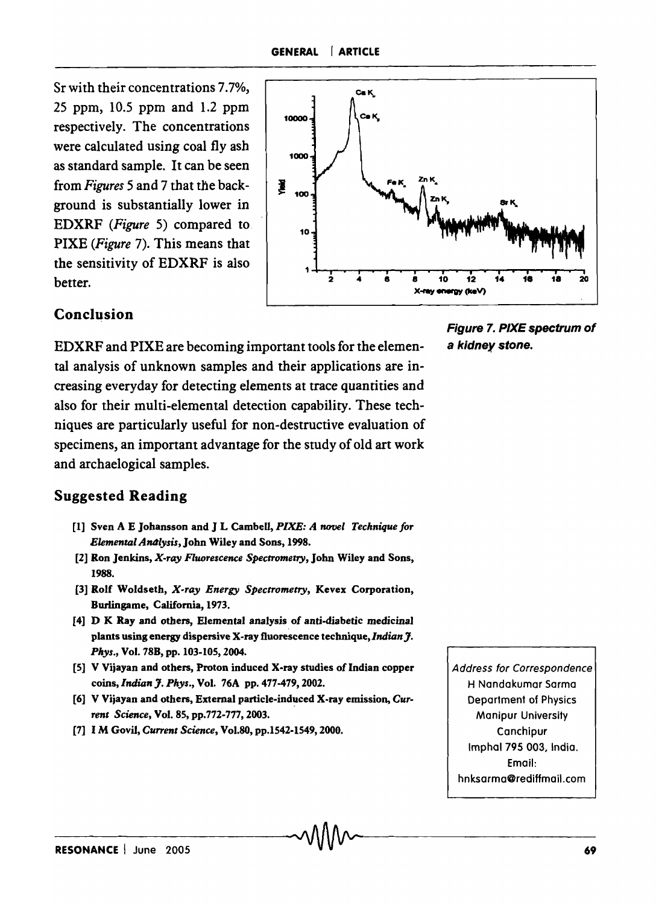Sr with their concentrations 7.7%, 25 ppm, 10.5 ppm and 1.2 ppm respectively. The concentrations were calculated using coal fly ash as standard sample. It can be seen from *Figures* 5 and 7 that the background is substantially lower in EDXRF (*Figure* 5) compared to PIXE (*Figure* 7). This means that the sensitivity of EDXRF is also better.

Ca $K_\alpha$
Ca $K_\beta$
Fe $K_\alpha$
Zn $K_\alpha$
Zn $K_\beta$
Sr $K_\alpha$
Yield
10000
1000
100
10
1
2 4 6 8 10 12 14 16 18 20
X-ray energy (keV)

***Figure 7. PIXE spectrum of a kidney stone.***

## Conclusion

EDXRF and PIXE are becoming important tools for the elemental analysis of unknown samples and their applications are increasing everyday for detecting elements at trace quantities and also for their multi-elemental detection capability. These techniques are particularly useful for non-destructive evaluation of specimens, an important advantage for the study of old art work and archaelogical samples.

## Suggested Reading

[1] Sven A E Johansson and J L Cambell, *PIXE: A novel Technique for Elemental Analysis*, John Wiley and Sons, 1998.

[2] Ron Jenkins, *X-ray Fluorescence Spectrometry*, John Wiley and Sons, 1988.

[3] Rolf Woldseth, *X-ray Energy Spectrometry*, Kevex Corporation, Burlingame, California, 1973.

[4] D K Ray and others, Elemental analysis of anti-diabetic medicinal plants using energy dispersive X-ray fluorescence technique, *Indian J. Phys.*, Vol. 78B, pp. 103-105, 2004.

[5] V Vijayan and others, Proton induced X-ray studies of Indian copper coins, *Indian J. Phys.*, Vol. 76A pp. 477-479, 2002.

[6] V Vijayan and others, External particle-induced X-ray emission, *Current Science*, Vol. 85, pp.772-777, 2003.

[7] I M Govil, *Current Science*, Vol.80, pp.1542-1549, 2000.

*Address for Correspondence*
H Nandakumar Sarma
Department of Physics
Manipur University
Canchipur
Imphal 795 003, India.
Email:
hnksarma@rediffmail.com